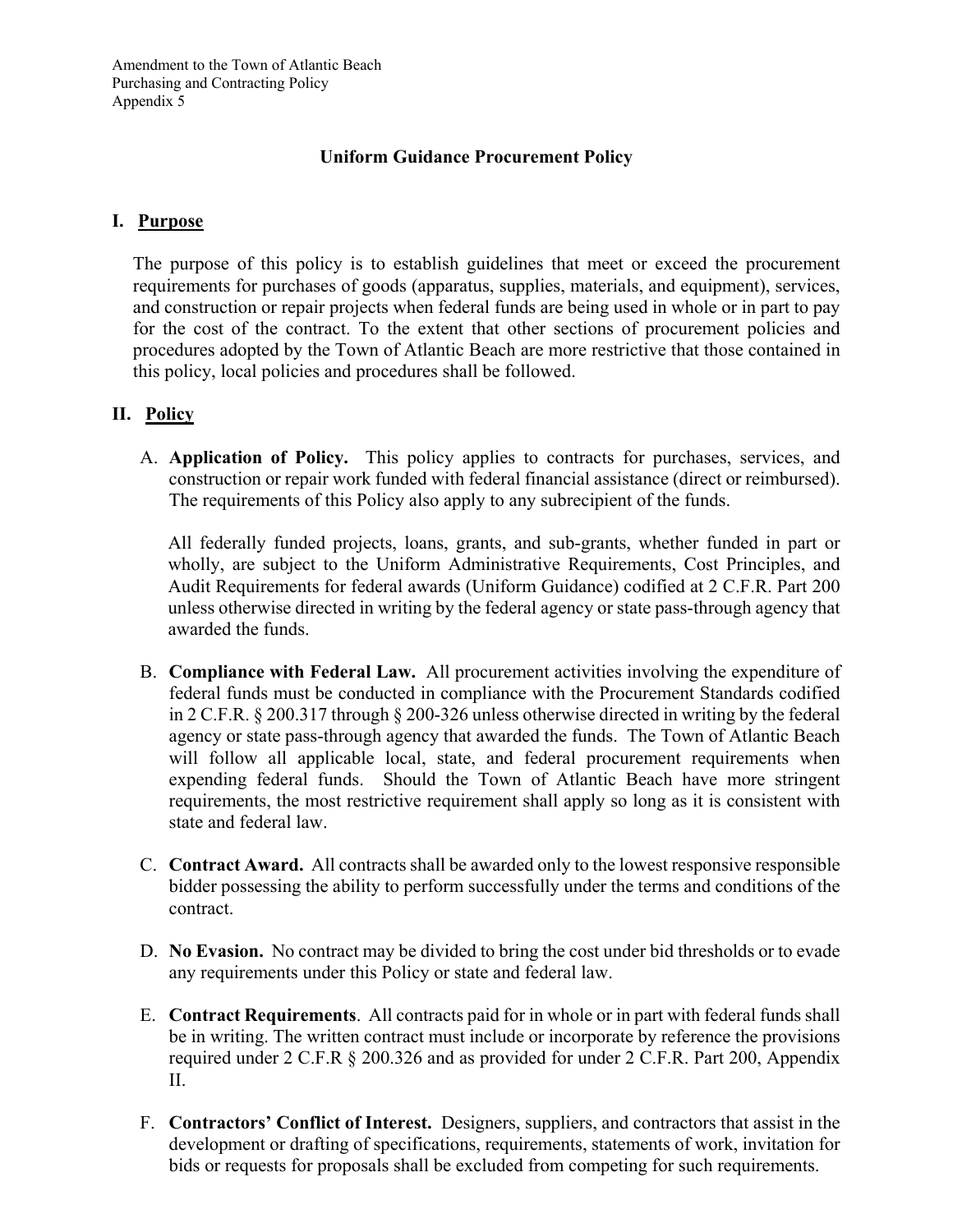Amendment to the Town of Atlantic Beach
Purchasing and Contracting Policy
Appendix 5

# Uniform Guidance Procurement Policy

## I. Purpose

The purpose of this policy is to establish guidelines that meet or exceed the procurement requirements for purchases of goods (apparatus, supplies, materials, and equipment), services, and construction or repair projects when federal funds are being used in whole or in part to pay for the cost of the contract. To the extent that other sections of procurement policies and procedures adopted by the Town of Atlantic Beach are more restrictive that those contained in this policy, local policies and procedures shall be followed.

## II. Policy

A. **Application of Policy.** This policy applies to contracts for purchases, services, and construction or repair work funded with federal financial assistance (direct or reimbursed). The requirements of this Policy also apply to any subrecipient of the funds.

   All federally funded projects, loans, grants, and sub-grants, whether funded in part or wholly, are subject to the Uniform Administrative Requirements, Cost Principles, and Audit Requirements for federal awards (Uniform Guidance) codified at 2 C.F.R. Part 200 unless otherwise directed in writing by the federal agency or state pass-through agency that awarded the funds.

B. **Compliance with Federal Law.** All procurement activities involving the expenditure of federal funds must be conducted in compliance with the Procurement Standards codified in 2 C.F.R. § 200.317 through § 200-326 unless otherwise directed in writing by the federal agency or state pass-through agency that awarded the funds. The Town of Atlantic Beach will follow all applicable local, state, and federal procurement requirements when expending federal funds. Should the Town of Atlantic Beach have more stringent requirements, the most restrictive requirement shall apply so long as it is consistent with state and federal law.

C. **Contract Award.** All contracts shall be awarded only to the lowest responsive responsible bidder possessing the ability to perform successfully under the terms and conditions of the contract.

D. **No Evasion.** No contract may be divided to bring the cost under bid thresholds or to evade any requirements under this Policy or state and federal law.

E. **Contract Requirements**. All contracts paid for in whole or in part with federal funds shall be in writing. The written contract must include or incorporate by reference the provisions required under 2 C.F.R § 200.326 and as provided for under 2 C.F.R. Part 200, Appendix II.

F. **Contractors' Conflict of Interest.** Designers, suppliers, and contractors that assist in the development or drafting of specifications, requirements, statements of work, invitation for bids or requests for proposals shall be excluded from competing for such requirements.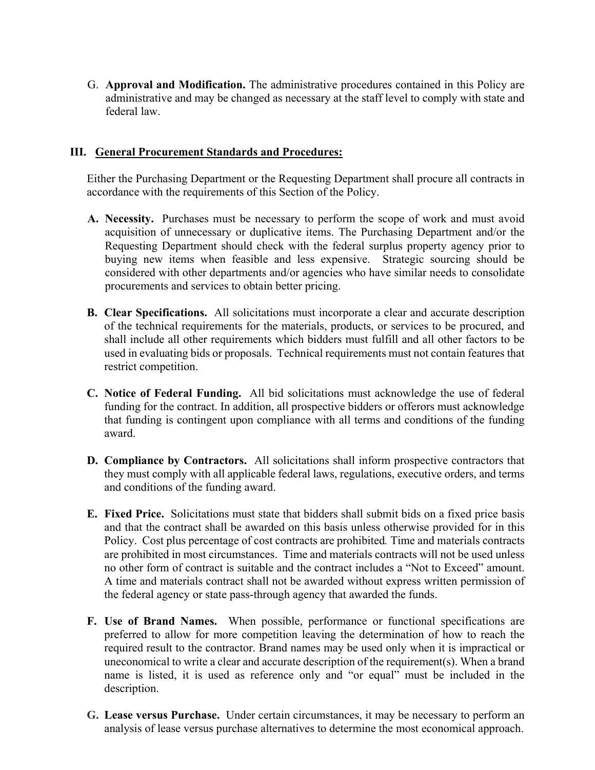G. **Approval and Modification.** The administrative procedures contained in this Policy are administrative and may be changed as necessary at the staff level to comply with state and federal law.

## III. General Procurement Standards and Procedures:

Either the Purchasing Department or the Requesting Department shall procure all contracts in accordance with the requirements of this Section of the Policy.

**A. Necessity.** Purchases must be necessary to perform the scope of work and must avoid acquisition of unnecessary or duplicative items. The Purchasing Department and/or the Requesting Department should check with the federal surplus property agency prior to buying new items when feasible and less expensive. Strategic sourcing should be considered with other departments and/or agencies who have similar needs to consolidate procurements and services to obtain better pricing.

**B. Clear Specifications.** All solicitations must incorporate a clear and accurate description of the technical requirements for the materials, products, or services to be procured, and shall include all other requirements which bidders must fulfill and all other factors to be used in evaluating bids or proposals. Technical requirements must not contain features that restrict competition.

**C. Notice of Federal Funding.** All bid solicitations must acknowledge the use of federal funding for the contract. In addition, all prospective bidders or offerors must acknowledge that funding is contingent upon compliance with all terms and conditions of the funding award.

**D. Compliance by Contractors.** All solicitations shall inform prospective contractors that they must comply with all applicable federal laws, regulations, executive orders, and terms and conditions of the funding award.

**E. Fixed Price.** Solicitations must state that bidders shall submit bids on a fixed price basis and that the contract shall be awarded on this basis unless otherwise provided for in this Policy. Cost plus percentage of cost contracts are prohibited. Time and materials contracts are prohibited in most circumstances. Time and materials contracts will not be used unless no other form of contract is suitable and the contract includes a "Not to Exceed" amount. A time and materials contract shall not be awarded without express written permission of the federal agency or state pass-through agency that awarded the funds.

**F. Use of Brand Names.** When possible, performance or functional specifications are preferred to allow for more competition leaving the determination of how to reach the required result to the contractor. Brand names may be used only when it is impractical or uneconomical to write a clear and accurate description of the requirement(s). When a brand name is listed, it is used as reference only and "or equal" must be included in the description.

**G. Lease versus Purchase.** Under certain circumstances, it may be necessary to perform an analysis of lease versus purchase alternatives to determine the most economical approach.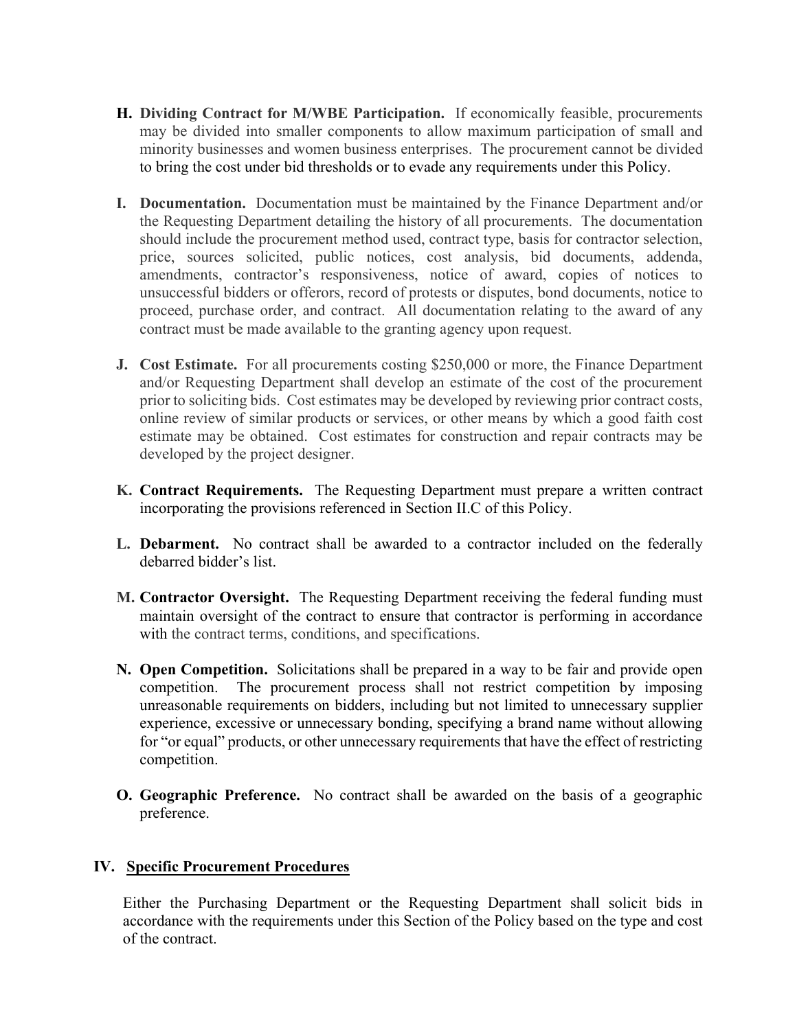**H. Dividing Contract for M/WBE Participation.** If economically feasible, procurements may be divided into smaller components to allow maximum participation of small and minority businesses and women business enterprises. The procurement cannot be divided to bring the cost under bid thresholds or to evade any requirements under this Policy.

**I. Documentation.** Documentation must be maintained by the Finance Department and/or the Requesting Department detailing the history of all procurements. The documentation should include the procurement method used, contract type, basis for contractor selection, price, sources solicited, public notices, cost analysis, bid documents, addenda, amendments, contractor's responsiveness, notice of award, copies of notices to unsuccessful bidders or offerors, record of protests or disputes, bond documents, notice to proceed, purchase order, and contract. All documentation relating to the award of any contract must be made available to the granting agency upon request.

**J. Cost Estimate.** For all procurements costing $250,000 or more, the Finance Department and/or Requesting Department shall develop an estimate of the cost of the procurement prior to soliciting bids. Cost estimates may be developed by reviewing prior contract costs, online review of similar products or services, or other means by which a good faith cost estimate may be obtained. Cost estimates for construction and repair contracts may be developed by the project designer.

**K. Contract Requirements.** The Requesting Department must prepare a written contract incorporating the provisions referenced in Section II.C of this Policy.

**L. Debarment.** No contract shall be awarded to a contractor included on the federally debarred bidder's list.

**M. Contractor Oversight.** The Requesting Department receiving the federal funding must maintain oversight of the contract to ensure that contractor is performing in accordance with the contract terms, conditions, and specifications.

**N. Open Competition.** Solicitations shall be prepared in a way to be fair and provide open competition. The procurement process shall not restrict competition by imposing unreasonable requirements on bidders, including but not limited to unnecessary supplier experience, excessive or unnecessary bonding, specifying a brand name without allowing for "or equal" products, or other unnecessary requirements that have the effect of restricting competition.

**O. Geographic Preference.** No contract shall be awarded on the basis of a geographic preference.

## IV. Specific Procurement Procedures

Either the Purchasing Department or the Requesting Department shall solicit bids in accordance with the requirements under this Section of the Policy based on the type and cost of the contract.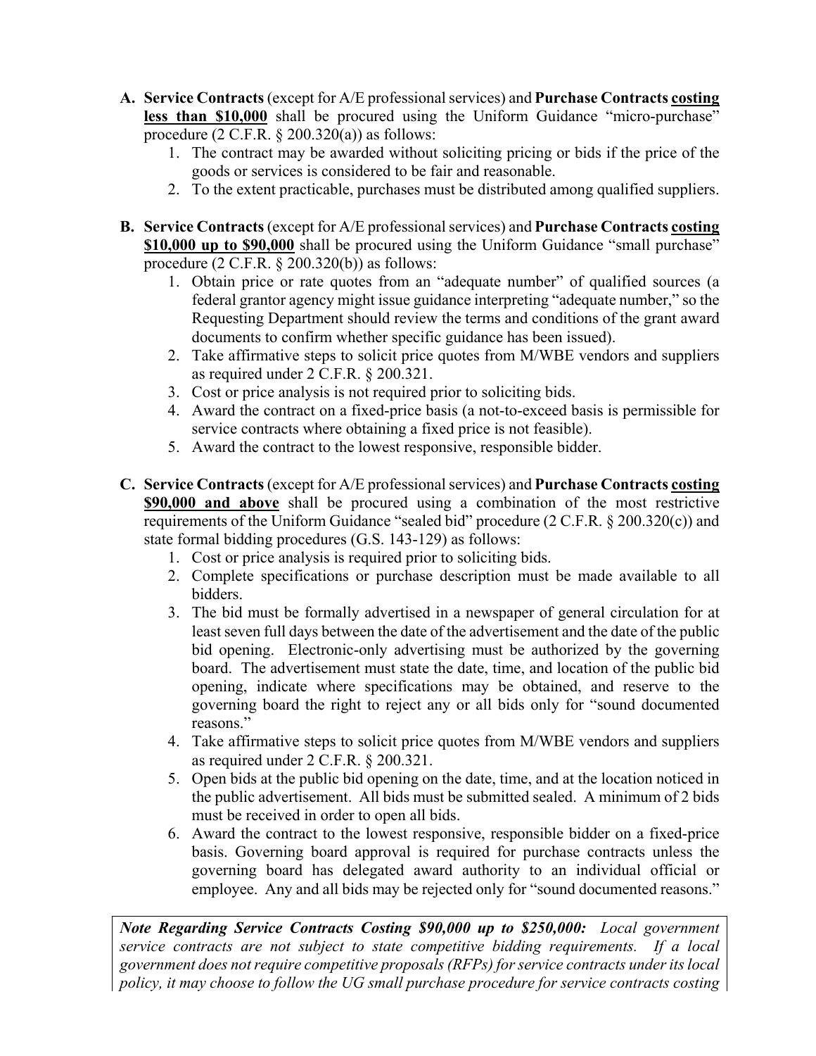**A. Service Contracts** (except for A/E professional services) and **Purchase Contracts <u>costing less than $10,000</u>** shall be procured using the Uniform Guidance "micro-purchase" procedure (2 C.F.R. § 200.320(a)) as follows:

1. The contract may be awarded without soliciting pricing or bids if the price of the goods or services is considered to be fair and reasonable.
2. To the extent practicable, purchases must be distributed among qualified suppliers.

**B. Service Contracts** (except for A/E professional services) and **Purchase Contracts <u>costing $10,000 up to $90,000</u>** shall be procured using the Uniform Guidance "small purchase" procedure (2 C.F.R. § 200.320(b)) as follows:

1. Obtain price or rate quotes from an "adequate number" of qualified sources (a federal grantor agency might issue guidance interpreting "adequate number," so the Requesting Department should review the terms and conditions of the grant award documents to confirm whether specific guidance has been issued).
2. Take affirmative steps to solicit price quotes from M/WBE vendors and suppliers as required under 2 C.F.R. § 200.321.
3. Cost or price analysis is not required prior to soliciting bids.
4. Award the contract on a fixed-price basis (a not-to-exceed basis is permissible for service contracts where obtaining a fixed price is not feasible).
5. Award the contract to the lowest responsive, responsible bidder.

**C. Service Contracts** (except for A/E professional services) and **Purchase Contracts <u>costing $90,000 and above</u>** shall be procured using a combination of the most restrictive requirements of the Uniform Guidance "sealed bid" procedure (2 C.F.R. § 200.320(c)) and state formal bidding procedures (G.S. 143-129) as follows:

1. Cost or price analysis is required prior to soliciting bids.
2. Complete specifications or purchase description must be made available to all bidders.
3. The bid must be formally advertised in a newspaper of general circulation for at least seven full days between the date of the advertisement and the date of the public bid opening. Electronic-only advertising must be authorized by the governing board. The advertisement must state the date, time, and location of the public bid opening, indicate where specifications may be obtained, and reserve to the governing board the right to reject any or all bids only for "sound documented reasons."
4. Take affirmative steps to solicit price quotes from M/WBE vendors and suppliers as required under 2 C.F.R. § 200.321.
5. Open bids at the public bid opening on the date, time, and at the location noticed in the public advertisement. All bids must be submitted sealed. A minimum of 2 bids must be received in order to open all bids.
6. Award the contract to the lowest responsive, responsible bidder on a fixed-price basis. Governing board approval is required for purchase contracts unless the governing board has delegated award authority to an individual official or employee. Any and all bids may be rejected only for "sound documented reasons."

***Note Regarding Service Contracts Costing $90,000 up to $250,000:*** *Local government service contracts are not subject to state competitive bidding requirements. If a local government does not require competitive proposals (RFPs) for service contracts under its local policy, it may choose to follow the UG small purchase procedure for service contracts costing*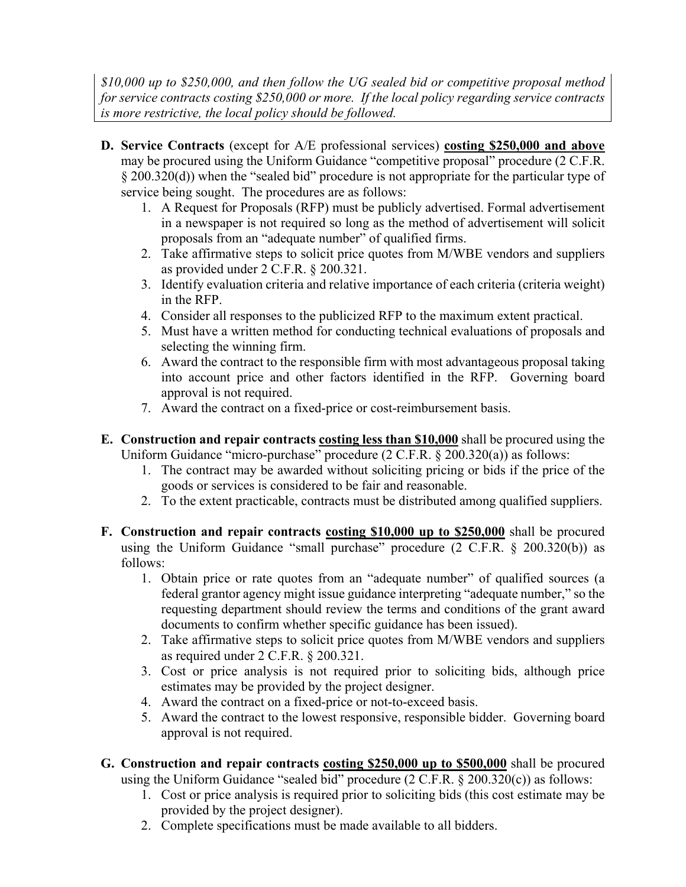*$10,000 up to $250,000, and then follow the UG sealed bid or competitive proposal method for service contracts costing $250,000 or more. If the local policy regarding service contracts is more restrictive, the local policy should be followed.*

**D. Service Contracts** (except for A/E professional services) **costing $250,000 and above** may be procured using the Uniform Guidance "competitive proposal" procedure (2 C.F.R. § 200.320(d)) when the "sealed bid" procedure is not appropriate for the particular type of service being sought. The procedures are as follows:

1. A Request for Proposals (RFP) must be publicly advertised. Formal advertisement in a newspaper is not required so long as the method of advertisement will solicit proposals from an "adequate number" of qualified firms.
2. Take affirmative steps to solicit price quotes from M/WBE vendors and suppliers as provided under 2 C.F.R. § 200.321.
3. Identify evaluation criteria and relative importance of each criteria (criteria weight) in the RFP.
4. Consider all responses to the publicized RFP to the maximum extent practical.
5. Must have a written method for conducting technical evaluations of proposals and selecting the winning firm.
6. Award the contract to the responsible firm with most advantageous proposal taking into account price and other factors identified in the RFP. Governing board approval is not required.
7. Award the contract on a fixed-price or cost-reimbursement basis.

**E. Construction and repair contracts costing less than $10,000** shall be procured using the Uniform Guidance "micro-purchase" procedure (2 C.F.R. § 200.320(a)) as follows:

1. The contract may be awarded without soliciting pricing or bids if the price of the goods or services is considered to be fair and reasonable.
2. To the extent practicable, contracts must be distributed among qualified suppliers.

**F. Construction and repair contracts costing $10,000 up to $250,000** shall be procured using the Uniform Guidance "small purchase" procedure (2 C.F.R. § 200.320(b)) as follows:

1. Obtain price or rate quotes from an "adequate number" of qualified sources (a federal grantor agency might issue guidance interpreting "adequate number," so the requesting department should review the terms and conditions of the grant award documents to confirm whether specific guidance has been issued).
2. Take affirmative steps to solicit price quotes from M/WBE vendors and suppliers as required under 2 C.F.R. § 200.321.
3. Cost or price analysis is not required prior to soliciting bids, although price estimates may be provided by the project designer.
4. Award the contract on a fixed-price or not-to-exceed basis.
5. Award the contract to the lowest responsive, responsible bidder. Governing board approval is not required.

**G. Construction and repair contracts costing $250,000 up to $500,000** shall be procured using the Uniform Guidance "sealed bid" procedure (2 C.F.R. § 200.320(c)) as follows:

1. Cost or price analysis is required prior to soliciting bids (this cost estimate may be provided by the project designer).
2. Complete specifications must be made available to all bidders.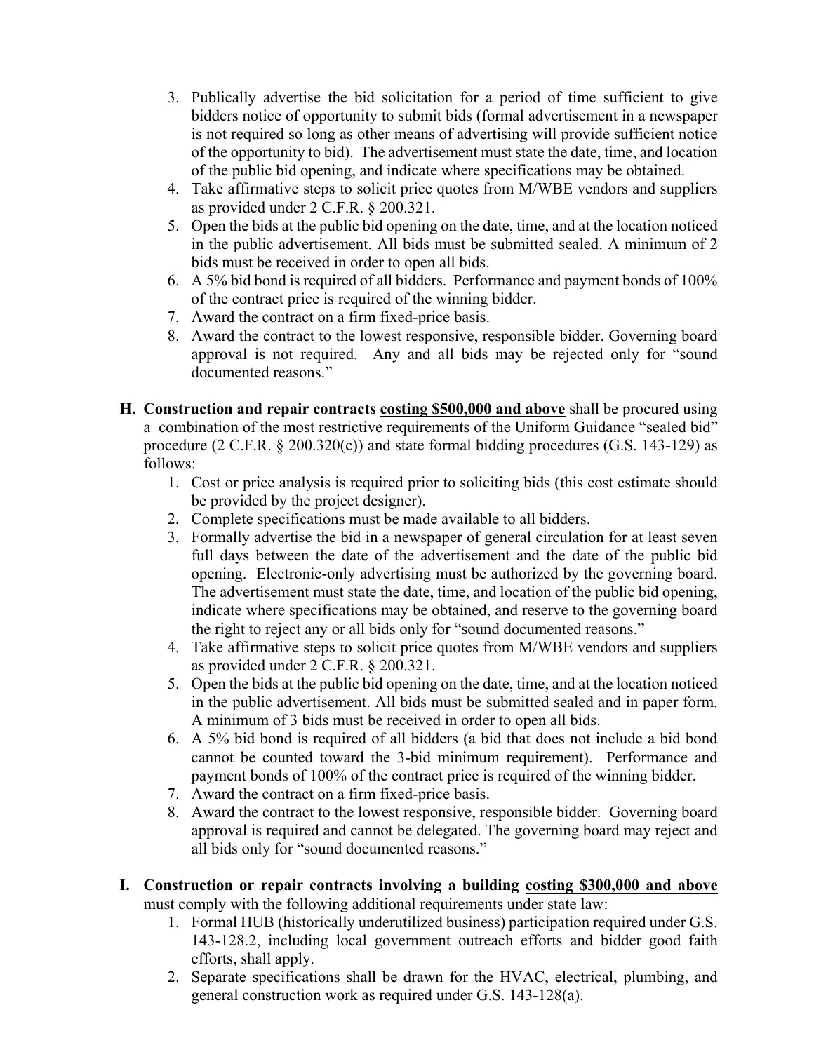3. Publically advertise the bid solicitation for a period of time sufficient to give bidders notice of opportunity to submit bids (formal advertisement in a newspaper is not required so long as other means of advertising will provide sufficient notice of the opportunity to bid). The advertisement must state the date, time, and location of the public bid opening, and indicate where specifications may be obtained.
4. Take affirmative steps to solicit price quotes from M/WBE vendors and suppliers as provided under 2 C.F.R. § 200.321.
5. Open the bids at the public bid opening on the date, time, and at the location noticed in the public advertisement. All bids must be submitted sealed. A minimum of 2 bids must be received in order to open all bids.
6. A 5% bid bond is required of all bidders. Performance and payment bonds of 100% of the contract price is required of the winning bidder.
7. Award the contract on a firm fixed-price basis.
8. Award the contract to the lowest responsive, responsible bidder. Governing board approval is not required. Any and all bids may be rejected only for "sound documented reasons."

**H. Construction and repair contracts <u>costing $500,000 and above</u>** shall be procured using a combination of the most restrictive requirements of the Uniform Guidance "sealed bid" procedure (2 C.F.R. § 200.320(c)) and state formal bidding procedures (G.S. 143-129) as follows:

1. Cost or price analysis is required prior to soliciting bids (this cost estimate should be provided by the project designer).
2. Complete specifications must be made available to all bidders.
3. Formally advertise the bid in a newspaper of general circulation for at least seven full days between the date of the advertisement and the date of the public bid opening. Electronic-only advertising must be authorized by the governing board. The advertisement must state the date, time, and location of the public bid opening, indicate where specifications may be obtained, and reserve to the governing board the right to reject any or all bids only for "sound documented reasons."
4. Take affirmative steps to solicit price quotes from M/WBE vendors and suppliers as provided under 2 C.F.R. § 200.321.
5. Open the bids at the public bid opening on the date, time, and at the location noticed in the public advertisement. All bids must be submitted sealed and in paper form. A minimum of 3 bids must be received in order to open all bids.
6. A 5% bid bond is required of all bidders (a bid that does not include a bid bond cannot be counted toward the 3-bid minimum requirement). Performance and payment bonds of 100% of the contract price is required of the winning bidder.
7. Award the contract on a firm fixed-price basis.
8. Award the contract to the lowest responsive, responsible bidder. Governing board approval is required and cannot be delegated. The governing board may reject and all bids only for "sound documented reasons."

**I. Construction or repair contracts involving a building <u>costing $300,000 and above</u>** must comply with the following additional requirements under state law:

1. Formal HUB (historically underutilized business) participation required under G.S. 143-128.2, including local government outreach efforts and bidder good faith efforts, shall apply.
2. Separate specifications shall be drawn for the HVAC, electrical, plumbing, and general construction work as required under G.S. 143-128(a).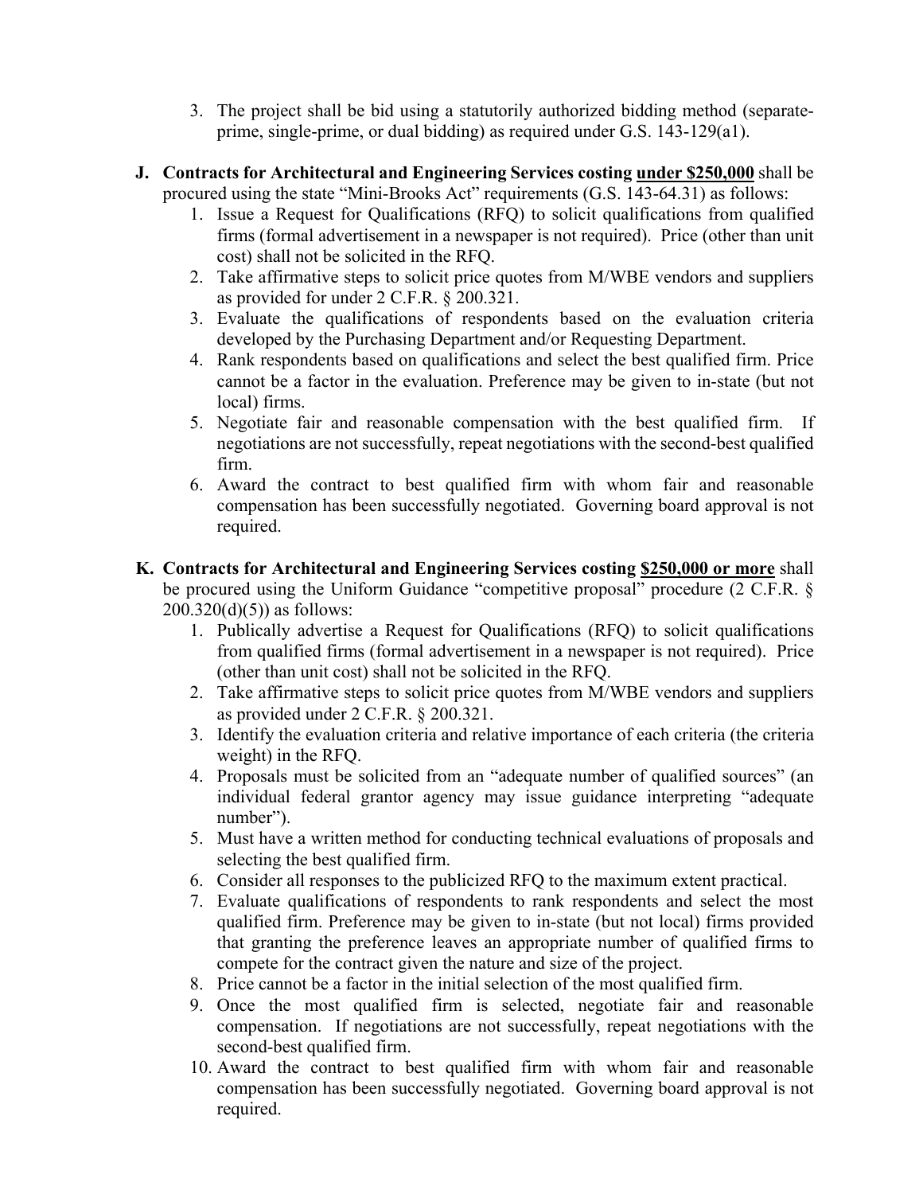3. The project shall be bid using a statutorily authorized bidding method (separate-prime, single-prime, or dual bidding) as required under G.S. 143-129(a1).

**J. Contracts for Architectural and Engineering Services costing <u>under $250,000</u>** shall be procured using the state "Mini-Brooks Act" requirements (G.S. 143-64.31) as follows:

1. Issue a Request for Qualifications (RFQ) to solicit qualifications from qualified firms (formal advertisement in a newspaper is not required). Price (other than unit cost) shall not be solicited in the RFQ.
2. Take affirmative steps to solicit price quotes from M/WBE vendors and suppliers as provided for under 2 C.F.R. § 200.321.
3. Evaluate the qualifications of respondents based on the evaluation criteria developed by the Purchasing Department and/or Requesting Department.
4. Rank respondents based on qualifications and select the best qualified firm. Price cannot be a factor in the evaluation. Preference may be given to in-state (but not local) firms.
5. Negotiate fair and reasonable compensation with the best qualified firm. If negotiations are not successfully, repeat negotiations with the second-best qualified firm.
6. Award the contract to best qualified firm with whom fair and reasonable compensation has been successfully negotiated. Governing board approval is not required.

**K. Contracts for Architectural and Engineering Services costing <u>$250,000 or more</u>** shall be procured using the Uniform Guidance "competitive proposal" procedure (2 C.F.R. § 200.320(d)(5)) as follows:

1. Publically advertise a Request for Qualifications (RFQ) to solicit qualifications from qualified firms (formal advertisement in a newspaper is not required). Price (other than unit cost) shall not be solicited in the RFQ.
2. Take affirmative steps to solicit price quotes from M/WBE vendors and suppliers as provided under 2 C.F.R. § 200.321.
3. Identify the evaluation criteria and relative importance of each criteria (the criteria weight) in the RFQ.
4. Proposals must be solicited from an "adequate number of qualified sources" (an individual federal grantor agency may issue guidance interpreting "adequate number").
5. Must have a written method for conducting technical evaluations of proposals and selecting the best qualified firm.
6. Consider all responses to the publicized RFQ to the maximum extent practical.
7. Evaluate qualifications of respondents to rank respondents and select the most qualified firm. Preference may be given to in-state (but not local) firms provided that granting the preference leaves an appropriate number of qualified firms to compete for the contract given the nature and size of the project.
8. Price cannot be a factor in the initial selection of the most qualified firm.
9. Once the most qualified firm is selected, negotiate fair and reasonable compensation. If negotiations are not successfully, repeat negotiations with the second-best qualified firm.
10. Award the contract to best qualified firm with whom fair and reasonable compensation has been successfully negotiated. Governing board approval is not required.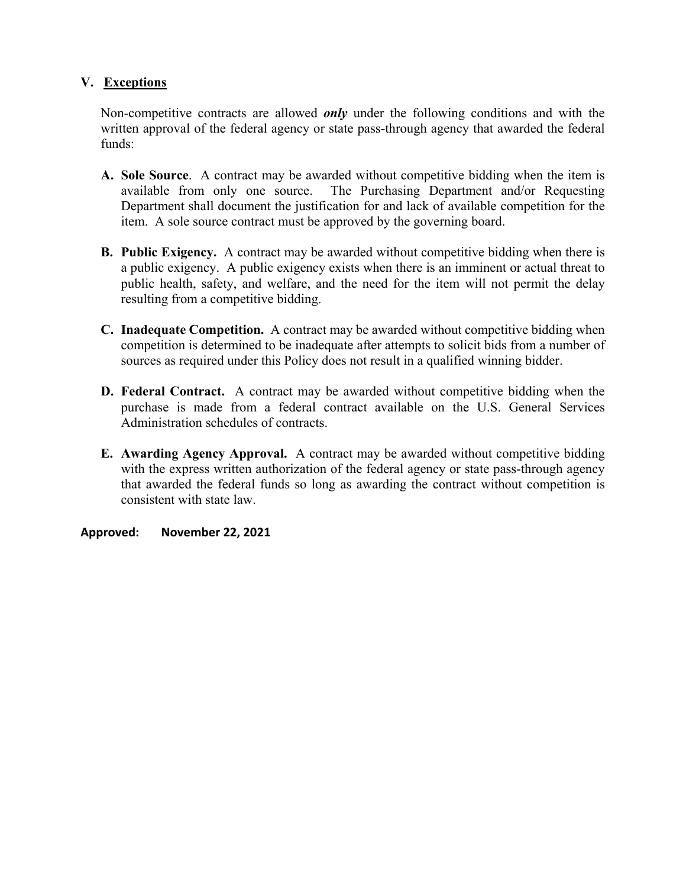## V. Exceptions

Non-competitive contracts are allowed ***only*** under the following conditions and with the written approval of the federal agency or state pass-through agency that awarded the federal funds:

**A. Sole Source**. A contract may be awarded without competitive bidding when the item is available from only one source. The Purchasing Department and/or Requesting Department shall document the justification for and lack of available competition for the item. A sole source contract must be approved by the governing board.

**B. Public Exigency.** A contract may be awarded without competitive bidding when there is a public exigency. A public exigency exists when there is an imminent or actual threat to public health, safety, and welfare, and the need for the item will not permit the delay resulting from a competitive bidding.

**C. Inadequate Competition.** A contract may be awarded without competitive bidding when competition is determined to be inadequate after attempts to solicit bids from a number of sources as required under this Policy does not result in a qualified winning bidder.

**D. Federal Contract.** A contract may be awarded without competitive bidding when the purchase is made from a federal contract available on the U.S. General Services Administration schedules of contracts.

**E. Awarding Agency Approval.** A contract may be awarded without competitive bidding with the express written authorization of the federal agency or state pass-through agency that awarded the federal funds so long as awarding the contract without competition is consistent with state law.

**Approved: November 22, 2021**